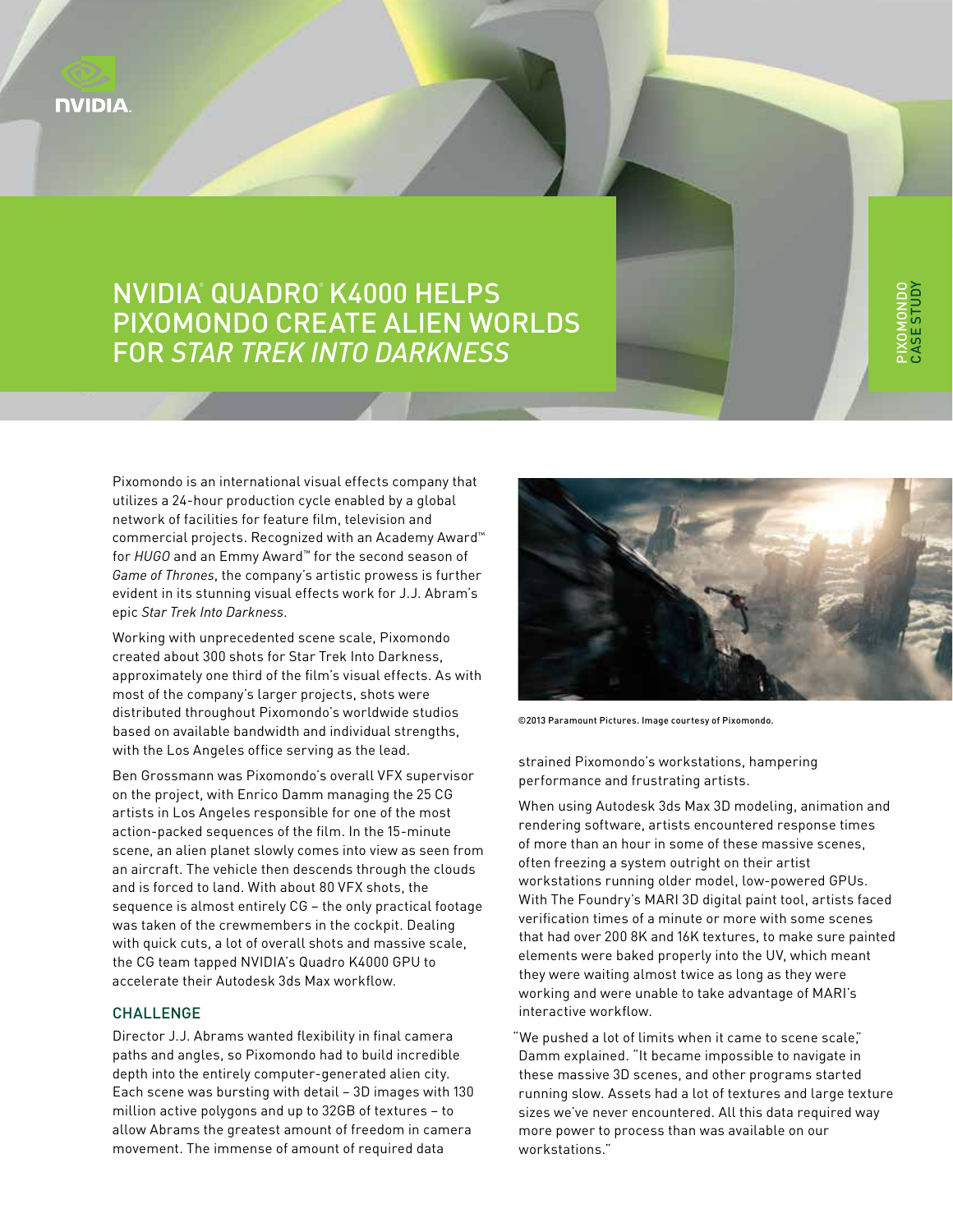# NVIDIA® QUADRO® K4000 HELPS PIXOMONDO CREATE ALIEN WORLDS FOR *STAR TREK INTO DARKNESS*

PIXOMONDO CASE STUDY

Pixomondo is an international visual effects company that utilizes a 24-hour production cycle enabled by a global network of facilities for feature film, television and commercial projects. Recognized with an Academy Award™ for *HUGO* and an Emmy Award™ for the second season of *Game of Thrones*, the company's artistic prowess is further evident in its stunning visual effects work for J.J. Abram's epic *Star Trek Into Darkness*.

Working with unprecedented scene scale, Pixomondo created about 300 shots for Star Trek Into Darkness, approximately one third of the film's visual effects. As with most of the company's larger projects, shots were distributed throughout Pixomondo's worldwide studios based on available bandwidth and individual strengths, with the Los Angeles office serving as the lead.

Ben Grossmann was Pixomondo's overall VFX supervisor on the project, with Enrico Damm managing the 25 CG artists in Los Angeles responsible for one of the most action-packed sequences of the film. In the 15-minute scene, an alien planet slowly comes into view as seen from an aircraft. The vehicle then descends through the clouds and is forced to land. With about 80 VFX shots, the sequence is almost entirely CG – the only practical footage was taken of the crewmembers in the cockpit. Dealing with quick cuts, a lot of overall shots and massive scale, the CG team tapped NVIDIA's Quadro K4000 GPU to accelerate their Autodesk 3ds Max workflow.

## CHALLENGE

Director J.J. Abrams wanted flexibility in final camera paths and angles, so Pixomondo had to build incredible depth into the entirely computer-generated alien city. Each scene was bursting with detail – 3D images with 130 million active polygons and up to 32GB of textures – to allow Abrams the greatest amount of freedom in camera movement. The immense of amount of required data strained Pixomondo's workstations, hampering performance and frustrating artists.

©2013 Paramount Pictures. Image courtesy of Pixomondo.

When using Autodesk 3ds Max 3D modeling, animation and rendering software, artists encountered response times of more than an hour in some of these massive scenes, often freezing a system outright on their artist workstations running older model, low-powered GPUs. With The Foundry's MARI 3D digital paint tool, artists faced verification times of a minute or more with some scenes that had over 200 8K and 16K textures, to make sure painted elements were baked properly into the UV, which meant they were waiting almost twice as long as they were working and were unable to take advantage of MARI's interactive workflow.

"We pushed a lot of limits when it came to scene scale," Damm explained. "It became impossible to navigate in these massive 3D scenes, and other programs started running slow. Assets had a lot of textures and large texture sizes we've never encountered. All this data required way more power to process than was available on our workstations."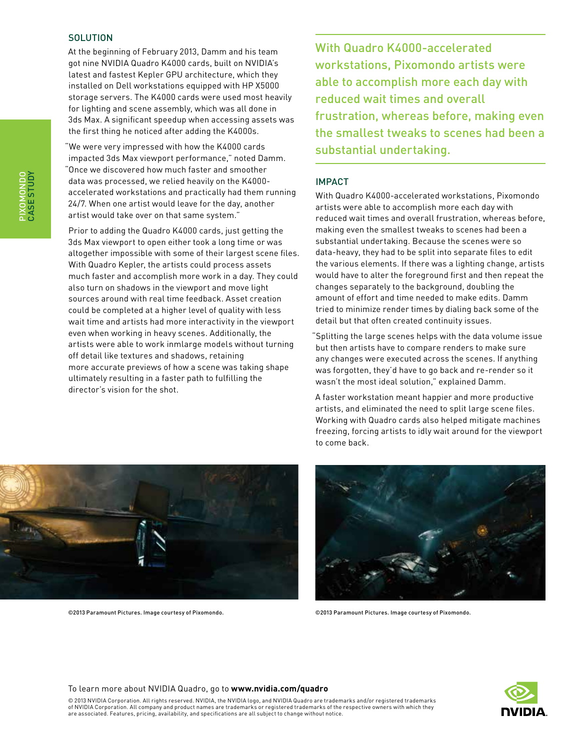## SOLUTION

At the beginning of February 2013, Damm and his team got nine NVIDIA Quadro K4000 cards, built on NVIDIA's latest and fastest Kepler GPU architecture, which they installed on Dell workstations equipped with HP X5000 storage servers. The K4000 cards were used most heavily for lighting and scene assembly, which was all done in 3ds Max. A significant speedup when accessing assets was the first thing he noticed after adding the K4000s.

"We were very impressed with how the K4000 cards impacted 3ds Max viewport performance," noted Damm. "Once we discovered how much faster and smoother data was processed, we relied heavily on the K4000-accelerated workstations and practically had them running 24/7. When one artist would leave for the day, another artist would take over on that same system."

Prior to adding the Quadro K4000 cards, just getting the 3ds Max viewport to open either took a long time or was altogether impossible with some of their largest scene files. With Quadro Kepler, the artists could process assets much faster and accomplish more work in a day. They could also turn on shadows in the viewport and move light sources around with real time feedback. Asset creation could be completed at a higher level of quality with less wait time and artists had more interactivity in the viewport even when working in heavy scenes. Additionally, the artists were able to work inmlarge models without turning off detail like textures and shadows, retaining more accurate previews of how a scene was taking shape ultimately resulting in a faster path to fulfilling the director's vision for the shot.

With Quadro K4000-accelerated workstations, Pixomondo artists were able to accomplish more each day with reduced wait times and overall frustration, whereas before, making even the smallest tweaks to scenes had been a substantial undertaking.

## IMPACT

With Quadro K4000-accelerated workstations, Pixomondo artists were able to accomplish more each day with reduced wait times and overall frustration, whereas before, making even the smallest tweaks to scenes had been a substantial undertaking. Because the scenes were so data-heavy, they had to be split into separate files to edit the various elements. If there was a lighting change, artists would have to alter the foreground first and then repeat the changes separately to the background, doubling the amount of effort and time needed to make edits. Damm tried to minimize render times by dialing back some of the detail but that often created continuity issues.

"Splitting the large scenes helps with the data volume issue but then artists have to compare renders to make sure any changes were executed across the scenes. If anything was forgotten, they'd have to go back and re-render so it wasn't the most ideal solution," explained Damm.

A faster workstation meant happier and more productive artists, and eliminated the need to split large scene files. Working with Quadro cards also helped mitigate machines freezing, forcing artists to idly wait around for the viewport to come back.

©2013 Paramount Pictures. Image courtesy of Pixomondo.

©2013 Paramount Pictures. Image courtesy of Pixomondo.

To learn more about NVIDIA Quadro, go to **www.nvidia.com/quadro**

© 2013 NVIDIA Corporation. All rights reserved. NVIDIA, the NVIDIA logo, and NVIDIA Quadro are trademarks and/or registered trademarks of NVIDIA Corporation. All company and product names are trademarks or registered trademarks of the respective owners with which they are associated. Features, pricing, availability, and specifications are all subject to change without notice.